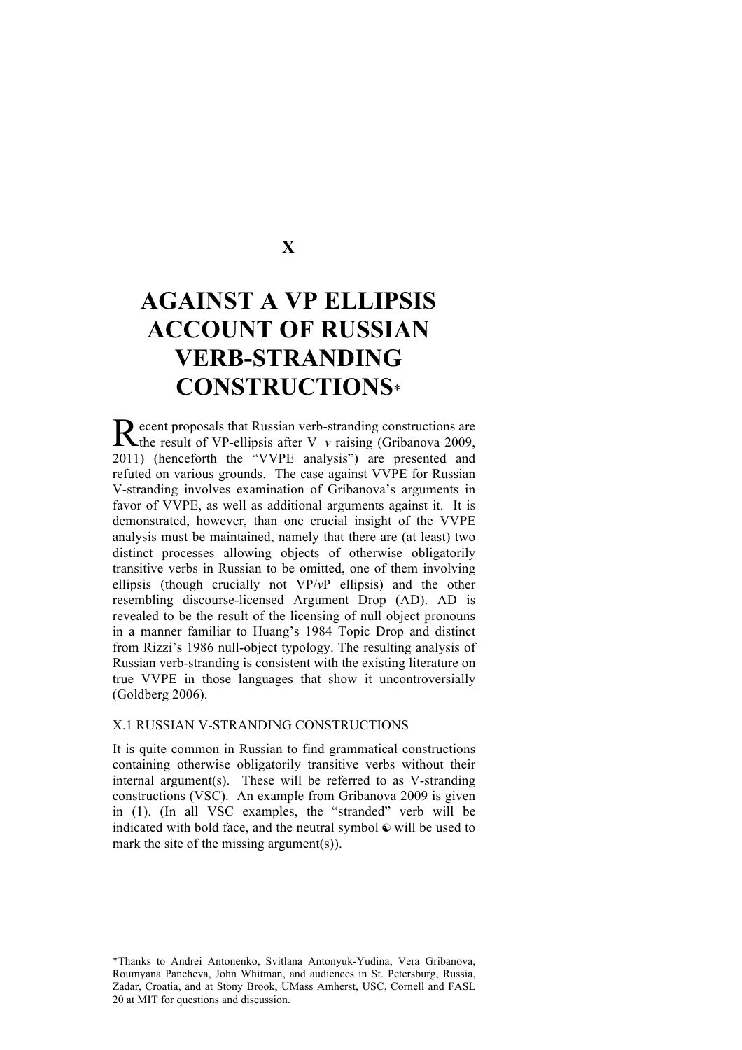X

# AGAINST A VP ELLIPSIS ACCOUNT OF RUSSIAN VERB-STRANDING CONSTRUCTIONS*

Recent proposals that Russian verb-stranding constructions are the result of VP-ellipsis after V+*v* raising (Gribanova 2009, 2011) (henceforth the "VVPE analysis") are presented and refuted on various grounds. The case against VVPE for Russian V-stranding involves examination of Gribanova's arguments in favor of VVPE, as well as additional arguments against it. It is demonstrated, however, than one crucial insight of the VVPE analysis must be maintained, namely that there are (at least) two distinct processes allowing objects of otherwise obligatorily transitive verbs in Russian to be omitted, one of them involving ellipsis (though crucially not VP/*v*P ellipsis) and the other resembling discourse-licensed Argument Drop (AD). AD is revealed to be the result of the licensing of null object pronouns in a manner familiar to Huang's 1984 Topic Drop and distinct from Rizzi's 1986 null-object typology. The resulting analysis of Russian verb-stranding is consistent with the existing literature on true VVPE in those languages that show it uncontroversially (Goldberg 2006).

## X.1 RUSSIAN V-STRANDING CONSTRUCTIONS

It is quite common in Russian to find grammatical constructions containing otherwise obligatorily transitive verbs without their internal argument(s). These will be referred to as V-stranding constructions (VSC). An example from Gribanova 2009 is given in (1). (In all VSC examples, the "stranded" verb will be indicated with bold face, and the neutral symbol ☯ will be used to mark the site of the missing argument(s)).

*Thanks to Andrei Antonenko, Svitlana Antonyuk-Yudina, Vera Gribanova, Roumyana Pancheva, John Whitman, and audiences in St. Petersburg, Russia, Zadar, Croatia, and at Stony Brook, UMass Amherst, USC, Cornell and FASL 20 at MIT for questions and discussion.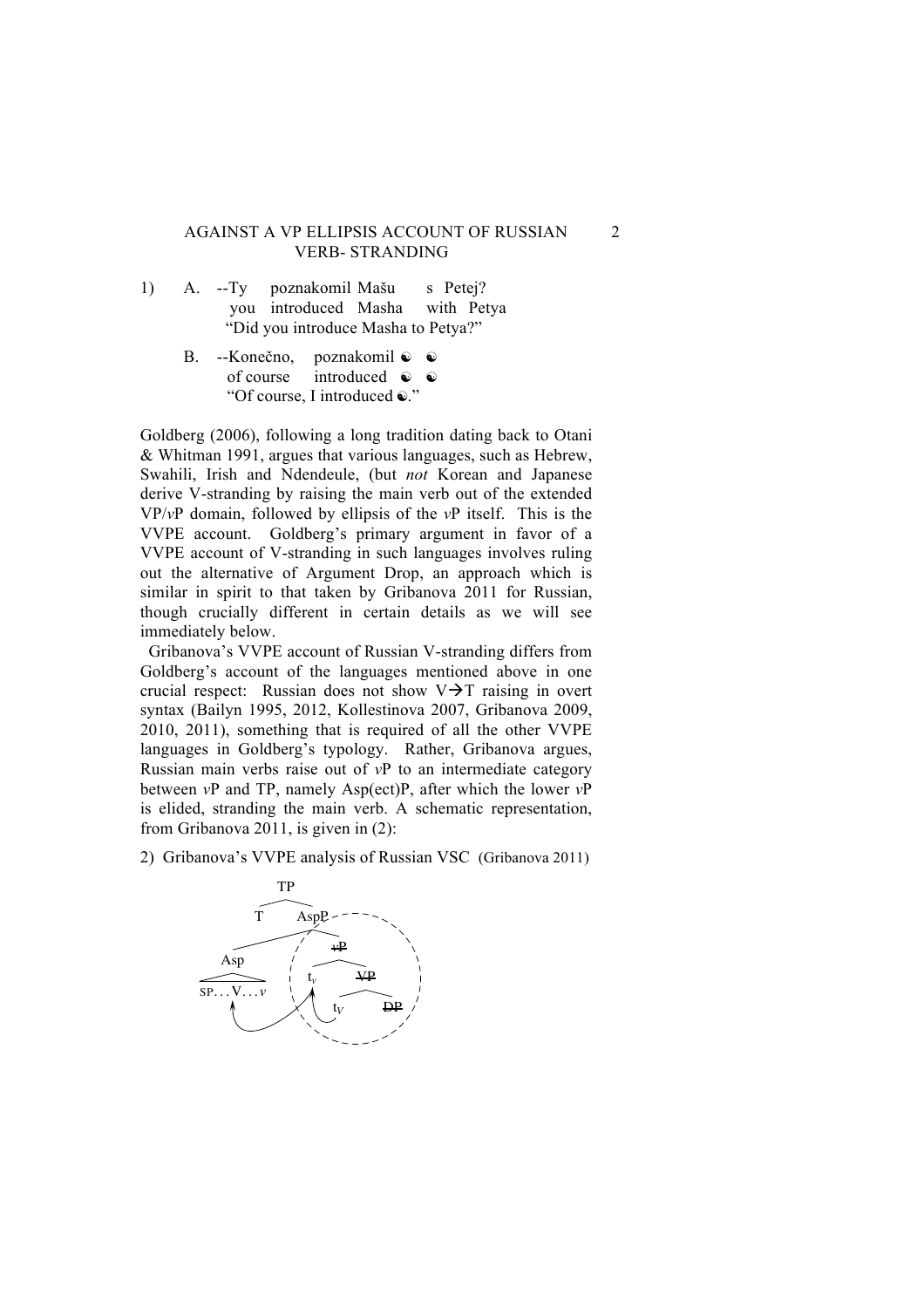1) A. --Ty poznakomil Mašu s Petej?
you introduced Masha with Petya
"Did you introduce Masha to Petya?"

B. --Konečno, poznakomil ☯ ☯
of course introduced ☯ ☯
"Of course, I introduced ☯."

Goldberg (2006), following a long tradition dating back to Otani & Whitman 1991, argues that various languages, such as Hebrew, Swahili, Irish and Ndendeule, (but *not* Korean and Japanese derive V-stranding by raising the main verb out of the extended VP/*v*P domain, followed by ellipsis of the *v*P itself. This is the VVPE account. Goldberg's primary argument in favor of a VVPE account of V-stranding in such languages involves ruling out the alternative of Argument Drop, an approach which is similar in spirit to that taken by Gribanova 2011 for Russian, though crucially different in certain details as we will see immediately below.

Gribanova's VVPE account of Russian V-stranding differs from Goldberg's account of the languages mentioned above in one crucial respect: Russian does not show V→T raising in overt syntax (Bailyn 1995, 2012, Kollestinova 2007, Gribanova 2009, 2010, 2011), something that is required of all the other VVPE languages in Goldberg's typology. Rather, Gribanova argues, Russian main verbs raise out of *v*P to an intermediate category between *v*P and TP, namely Asp(ect)P, after which the lower *v*P is elided, stranding the main verb. A schematic representation, from Gribanova 2011, is given in (2):

2) Gribanova's VVPE analysis of Russian VSC (Gribanova 2011)

```
TP
├── T
└── AspP
    ├── Asp
    │   └── SP...V...v
    └── vP (elided)
        ├── t_v
        └── VP (elided)
            ├── t_V
            └── DP (elided)
```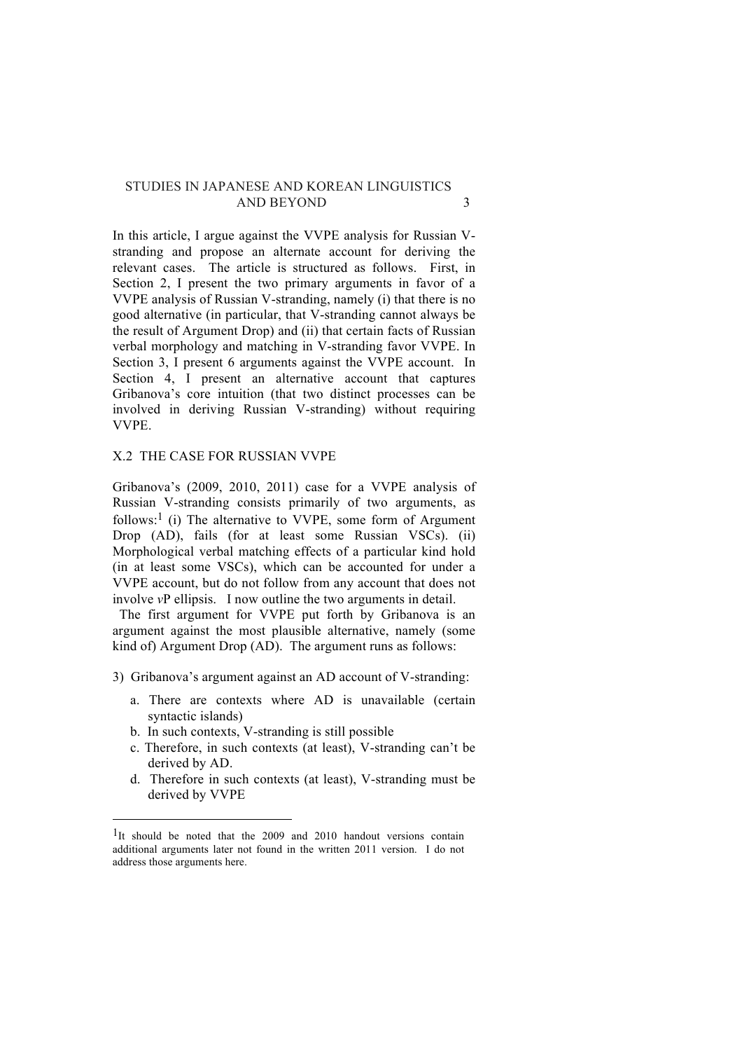In this article, I argue against the VVPE analysis for Russian V-stranding and propose an alternate account for deriving the relevant cases. The article is structured as follows. First, in Section 2, I present the two primary arguments in favor of a VVPE analysis of Russian V-stranding, namely (i) that there is no good alternative (in particular, that V-stranding cannot always be the result of Argument Drop) and (ii) that certain facts of Russian verbal morphology and matching in V-stranding favor VVPE. In Section 3, I present 6 arguments against the VVPE account. In Section 4, I present an alternative account that captures Gribanova's core intuition (that two distinct processes can be involved in deriving Russian V-stranding) without requiring VVPE.

## X.2 THE CASE FOR RUSSIAN VVPE

Gribanova's (2009, 2010, 2011) case for a VVPE analysis of Russian V-stranding consists primarily of two arguments, as follows:[1] (i) The alternative to VVPE, some form of Argument Drop (AD), fails (for at least some Russian VSCs). (ii) Morphological verbal matching effects of a particular kind hold (in at least some VSCs), which can be accounted for under a VVPE account, but do not follow from any account that does not involve *v*P ellipsis. I now outline the two arguments in detail.

The first argument for VVPE put forth by Gribanova is an argument against the most plausible alternative, namely (some kind of) Argument Drop (AD). The argument runs as follows:

3) Gribanova's argument against an AD account of V-stranding:

   a. There are contexts where AD is unavailable (certain syntactic islands)
   b. In such contexts, V-stranding is still possible
   c. Therefore, in such contexts (at least), V-stranding can't be derived by AD.
   d. Therefore in such contexts (at least), V-stranding must be derived by VVPE

---

[1] It should be noted that the 2009 and 2010 handout versions contain additional arguments later not found in the written 2011 version. I do not address those arguments here.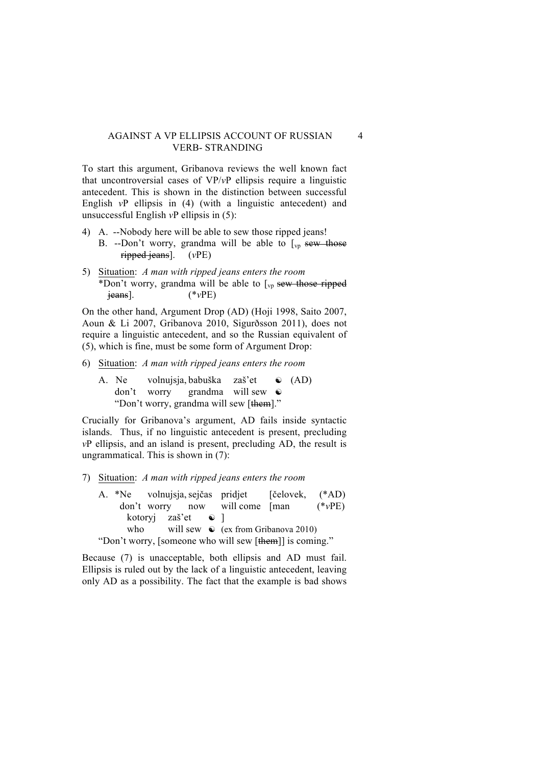To start this argument, Gribanova reviews the well known fact that uncontroversial cases of VP/*v*P ellipsis require a linguistic antecedent. This is shown in the distinction between successful English *v*P ellipsis in (4) (with a linguistic antecedent) and unsuccessful English *v*P ellipsis in (5):

4) A. --Nobody here will be able to sew those ripped jeans!
   B. --Don't worry, grandma will be able to [$_{vp}$ ~~sew those ripped jeans~~]. (*v*PE)

5) Situation: *A man with ripped jeans enters the room*
   *Don't worry, grandma will be able to [$_{vp}$ ~~sew those ripped jeans~~]. (**v*PE)

On the other hand, Argument Drop (AD) (Hoji 1998, Saito 2007, Aoun & Li 2007, Gribanova 2010, Sigurðsson 2011), does not require a linguistic antecedent, and so the Russian equivalent of (5), which is fine, must be some form of Argument Drop:

6) Situation: *A man with ripped jeans enters the room*

   A. Ne volnujsja, babuška zaš'et ☯ (AD)
      don't worry grandma will sew ☯
      "Don't worry, grandma will sew [~~them~~]."

Crucially for Gribanova's argument, AD fails inside syntactic islands. Thus, if no linguistic antecedent is present, precluding *v*P ellipsis, and an island is present, precluding AD, the result is ungrammatical. This is shown in (7):

7) Situation: *A man with ripped jeans enters the room*

   A. *Ne volnujsja, sejčas pridjet [čelovek, (*AD)
      don't worry now will come [man (**v*PE)
      kotoryj zaš'et ☯ ]
      who will sew ☯ (ex from Gribanova 2010)
      "Don't worry, [someone who will sew [~~them~~]] is coming."

Because (7) is unacceptable, both ellipsis and AD must fail. Ellipsis is ruled out by the lack of a linguistic antecedent, leaving only AD as a possibility. The fact that the example is bad shows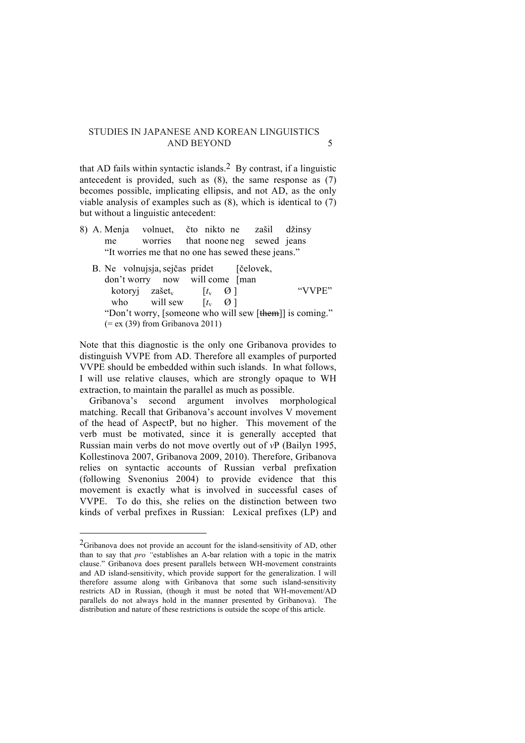that AD fails within syntactic islands.[2] By contrast, if a linguistic antecedent is provided, such as (8), the same response as (7) becomes possible, implicating ellipsis, and not AD, as the only viable analysis of examples such as (8), which is identical to (7) but without a linguistic antecedent:

8) A. Menja volnuet, čto nikto ne zašil džinsy
 me worries that noone neg sewed jeans
 "It worries me that no one has sewed these jeans."

 B. Ne volnujsja, sejčas pridet [čelovek,
 don't worry now will come [man
 kotoryj zašet$_v$ [$t_v$ Ø ] "VVPE"
 who will sew [$t_v$ Ø ]
 "Don't worry, [someone who will sew [~~them~~]] is coming."
 (= ex (39) from Gribanova 2011)

Note that this diagnostic is the only one Gribanova provides to distinguish VVPE from AD. Therefore all examples of purported VVPE should be embedded within such islands. In what follows, I will use relative clauses, which are strongly opaque to WH extraction, to maintain the parallel as much as possible.

Gribanova's second argument involves morphological matching. Recall that Gribanova's account involves V movement of the head of AspectP, but no higher. This movement of the verb must be motivated, since it is generally accepted that Russian main verbs do not move overtly out of *v*P (Bailyn 1995, Kollestinova 2007, Gribanova 2009, 2010). Therefore, Gribanova relies on syntactic accounts of Russian verbal prefixation (following Svenonius 2004) to provide evidence that this movement is exactly what is involved in successful cases of VVPE. To do this, she relies on the distinction between two kinds of verbal prefixes in Russian: Lexical prefixes (LP) and

---

[2] Gribanova does not provide an account for the island-sensitivity of AD, other than to say that *pro* "establishes an A-bar relation with a topic in the matrix clause." Gribanova does present parallels between WH-movement constraints and AD island-sensitivity, which provide support for the generalization. I will therefore assume along with Gribanova that some such island-sensitivity restricts AD in Russian, (though it must be noted that WH-movement/AD parallels do not always hold in the manner presented by Gribanova). The distribution and nature of these restrictions is outside the scope of this article.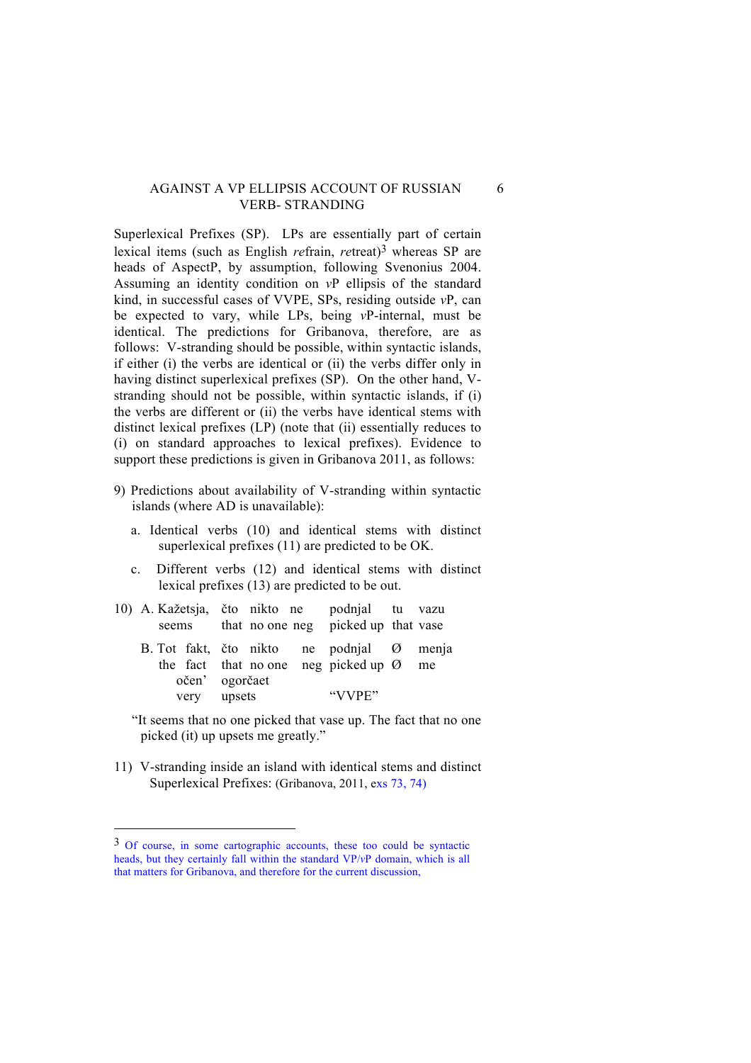Superlexical Prefixes (SP). LPs are essentially part of certain lexical items (such as English *re*frain, *re*treat)[3] whereas SP are heads of AspectP, by assumption, following Svenonius 2004. Assuming an identity condition on *v*P ellipsis of the standard kind, in successful cases of VVPE, SPs, residing outside *v*P, can be expected to vary, while LPs, being *v*P-internal, must be identical. The predictions for Gribanova, therefore, are as follows: V-stranding should be possible, within syntactic islands, if either (i) the verbs are identical or (ii) the verbs differ only in having distinct superlexical prefixes (SP). On the other hand, V-stranding should not be possible, within syntactic islands, if (i) the verbs are different or (ii) the verbs have identical stems with distinct lexical prefixes (LP) (note that (ii) essentially reduces to (i) on standard approaches to lexical prefixes). Evidence to support these predictions is given in Gribanova 2011, as follows:

9) Predictions about availability of V-stranding within syntactic islands (where AD is unavailable):

   a. Identical verbs (10) and identical stems with distinct superlexical prefixes (11) are predicted to be OK.

   c. Different verbs (12) and identical stems with distinct lexical prefixes (13) are predicted to be out.

10) A. Kažetsja, čto nikto ne podnjal tu vazu
       seems that no one neg picked up that vase

    B. Tot fakt, čto nikto ne podnjal Ø menja
       the fact that no one neg picked up Ø me
       očen' ogorčaet
       very upsets "VVPE"

   "It seems that no one picked that vase up. The fact that no one picked (it) up upsets me greatly."

11) V-stranding inside an island with identical stems and distinct Superlexical Prefixes: (Gribanova, 2011, exs 73, 74)

---

[3] Of course, in some cartographic accounts, these too could be syntactic heads, but they certainly fall within the standard VP/*v*P domain, which is all that matters for Gribanova, and therefore for the current discussion,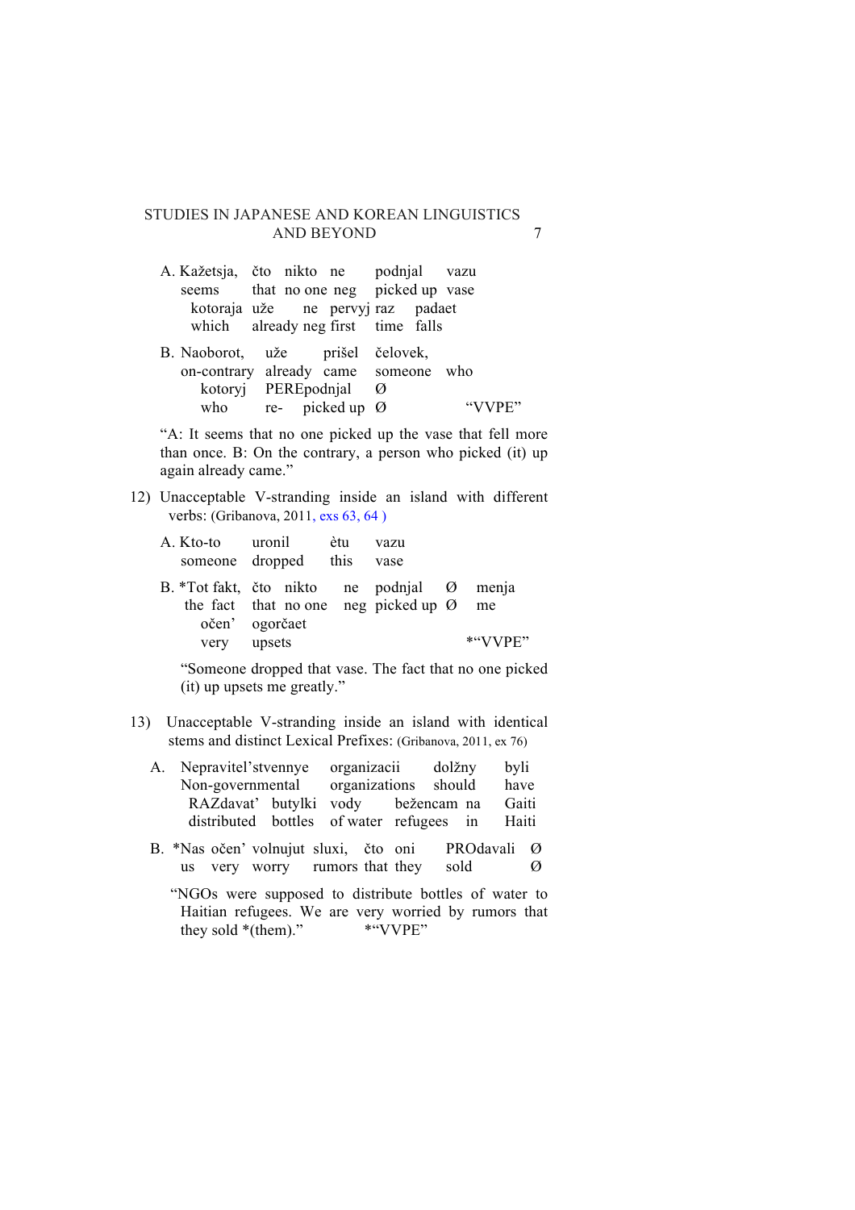A. Kažetsja, čto nikto ne podnjal vazu
   seems that no one neg picked up vase
   kotoraja uže ne pervyj raz padaet
   which already neg first time falls

B. Naoborot, uže prišel čelovek,
   on-contrary already came someone who
   kotoryj PEREpodnjal Ø
   who re- picked up Ø "VVPE"

"A: It seems that no one picked up the vase that fell more than once. B: On the contrary, a person who picked (it) up again already came."

12) Unacceptable V-stranding inside an island with different verbs: (Gribanova, 2011, exs 63, 64 )

A. Kto-to uronil ètu vazu
   someone dropped this vase

B. *Tot fakt, čto nikto ne podnjal Ø menja
   the fact that no one neg picked up Ø me
   očen' ogorčaet
   very upsets *"VVPE"

"Someone dropped that vase. The fact that no one picked (it) up upsets me greatly."

13) Unacceptable V-stranding inside an island with identical stems and distinct Lexical Prefixes: (Gribanova, 2011, ex 76)

A. Nepravitel'stvennye organizacii dolžny byli
   Non-governmental organizations should have
   RAZdavat' butylki vody bežencam na Gaiti
   distributed bottles of water refugees in Haiti

B. *Nas očen' volnujut sluxi, čto oni PROdavali Ø
   us very worry rumors that they sold Ø

"NGOs were supposed to distribute bottles of water to Haitian refugees. We are very worried by rumors that they sold *(them)." *"VVPE"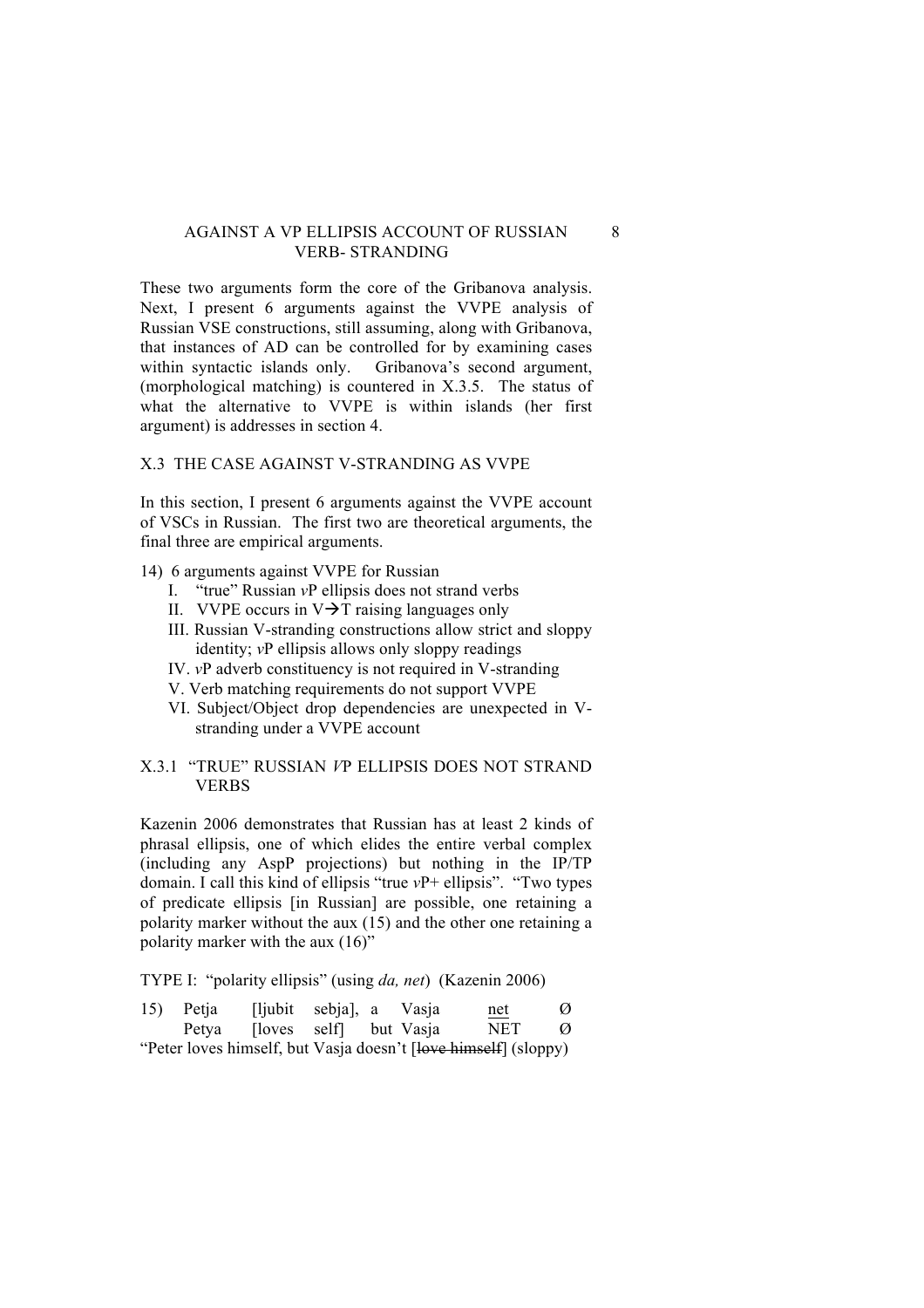These two arguments form the core of the Gribanova analysis. Next, I present 6 arguments against the VVPE analysis of Russian VSE constructions, still assuming, along with Gribanova, that instances of AD can be controlled for by examining cases within syntactic islands only. Gribanova's second argument, (morphological matching) is countered in X.3.5. The status of what the alternative to VVPE is within islands (her first argument) is addresses in section 4.

## X.3 THE CASE AGAINST V-STRANDING AS VVPE

In this section, I present 6 arguments against the VVPE account of VSCs in Russian. The first two are theoretical arguments, the final three are empirical arguments.

14) 6 arguments against VVPE for Russian

- I. "true" Russian *v*P ellipsis does not strand verbs
- II. VVPE occurs in V→T raising languages only
- III. Russian V-stranding constructions allow strict and sloppy identity; *v*P ellipsis allows only sloppy readings
- IV. *v*P adverb constituency is not required in V-stranding
- V. Verb matching requirements do not support VVPE
- VI. Subject/Object drop dependencies are unexpected in V-stranding under a VVPE account

### X.3.1 "TRUE" RUSSIAN *V*P ELLIPSIS DOES NOT STRAND VERBS

Kazenin 2006 demonstrates that Russian has at least 2 kinds of phrasal ellipsis, one of which elides the entire verbal complex (including any AspP projections) but nothing in the IP/TP domain. I call this kind of ellipsis "true *v*P+ ellipsis". "Two types of predicate ellipsis [in Russian] are possible, one retaining a polarity marker without the aux (15) and the other one retaining a polarity marker with the aux (16)"

TYPE I: "polarity ellipsis" (using *da, net*) (Kazenin 2006)

15) Petja [ljubit sebja], a Vasja <u>net</u> Ø
    Petya [loves self] but Vasja NET Ø
"Peter loves himself, but Vasja doesn't [~~love himself~~] (sloppy)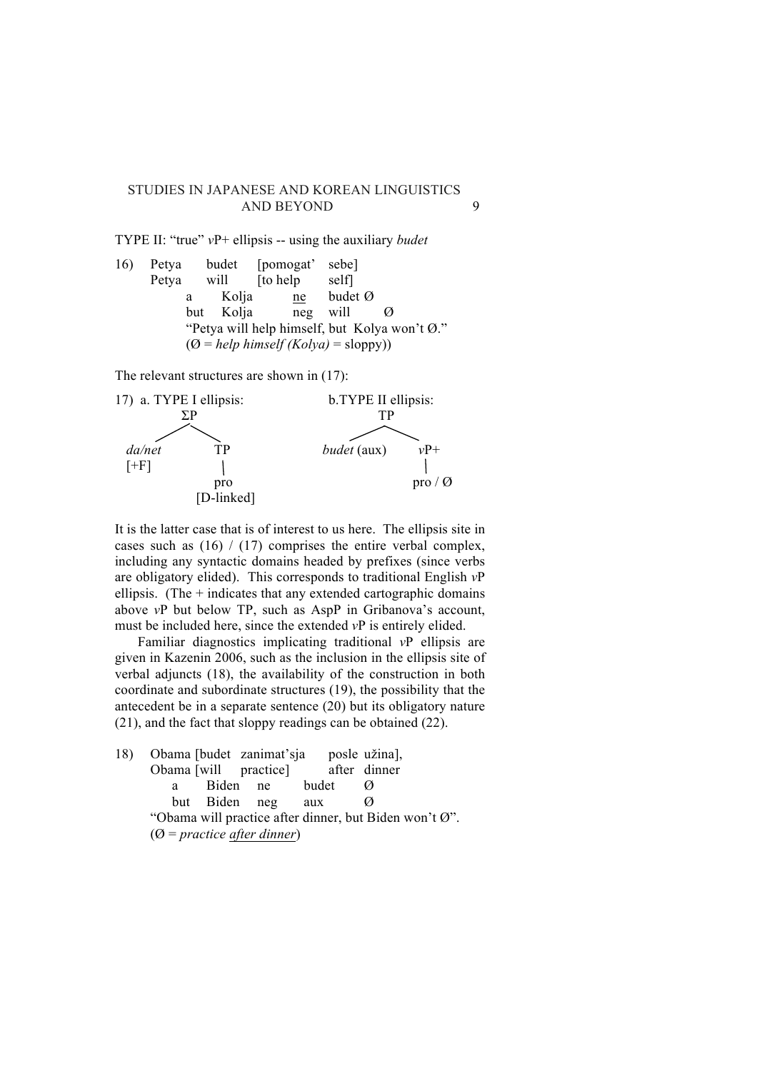TYPE II: "true" *v*P+ ellipsis -- using the auxiliary *budet*

```
16)  Petya    budet    [pomogat'   sebe]
     Petya    will     [to help    self]
          a      Kolja       ne     budet Ø
          but    Kolja       neg    will     Ø
          "Petya will help himself, but Kolya won't Ø."
          (Ø = help himself (Kolya) = sloppy))
```

The relevant structures are shown in (17):

```
17) a. TYPE I ellipsis:                 b.TYPE II ellipsis:
            ΣP                                   TP
         /      \                              /      \
   da/net        TP                   budet (aux)      vP+
   [+F]          |                                      |
                pro                                  pro / Ø
            [D-linked]
```

It is the latter case that is of interest to us here. The ellipsis site in cases such as (16) / (17) comprises the entire verbal complex, including any syntactic domains headed by prefixes (since verbs are obligatory elided). This corresponds to traditional English *v*P ellipsis. (The + indicates that any extended cartographic domains above *v*P but below TP, such as AspP in Gribanova's account, must be included here, since the extended *v*P is entirely elided.

Familiar diagnostics implicating traditional *v*P ellipsis are given in Kazenin 2006, such as the inclusion in the ellipsis site of verbal adjuncts (18), the availability of the construction in both coordinate and subordinate structures (19), the possibility that the antecedent be in a separate sentence (20) but its obligatory nature (21), and the fact that sloppy readings can be obtained (22).

```
18)  Obama [budet   zanimat'sja      posle  užina],
     Obama [will     practice]        after  dinner
          a       Biden    ne       budet     Ø
          but     Biden    neg      aux       Ø
     "Obama will practice after dinner, but Biden won't Ø".
     (Ø = practice after dinner)
```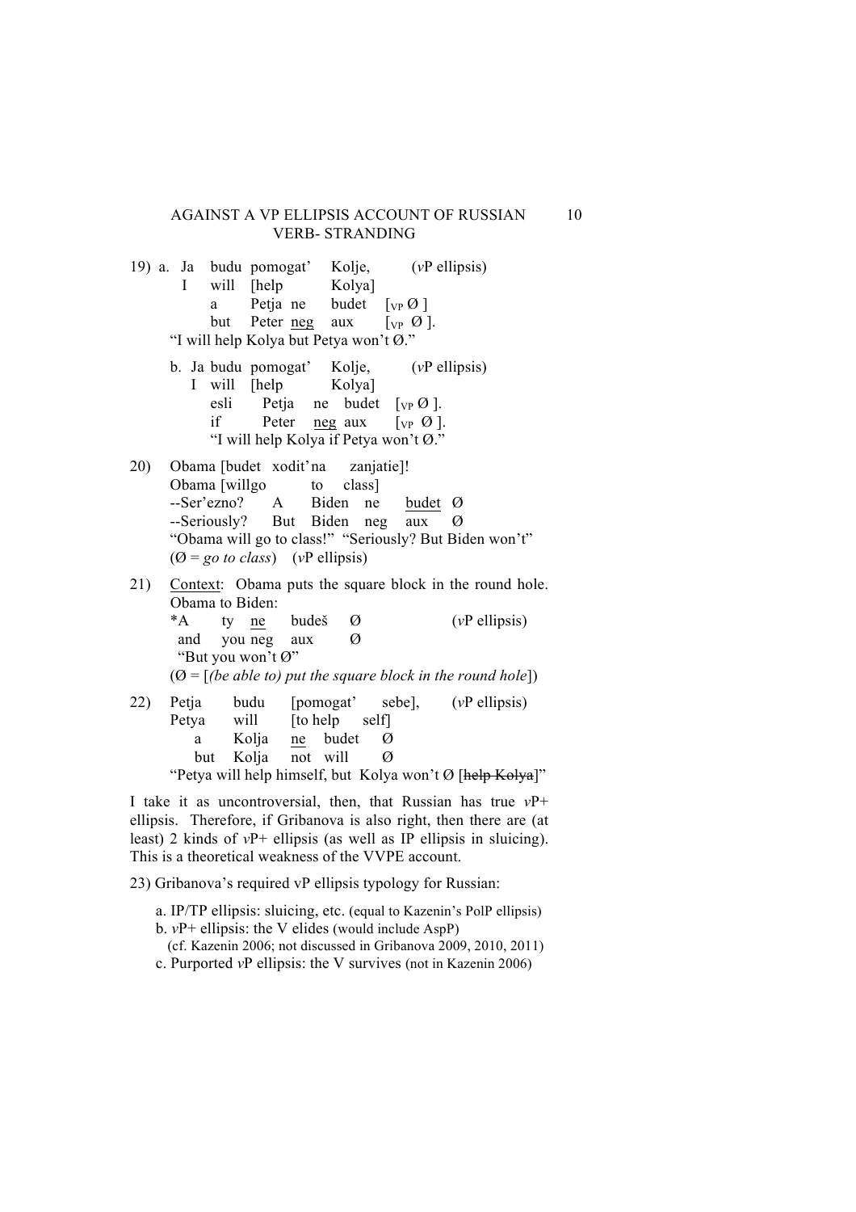19) a. Ja budu pomogat' Kolje, (*v*P ellipsis)
   I will [help Kolya]
   a Petja ne budet [$_{VP}$ Ø ]
   but Peter <u>neg</u> aux [$_{VP}$ Ø ].
   "I will help Kolya but Petya won't Ø."

   b. Ja budu pomogat' Kolje, (*v*P ellipsis)
   I will [help Kolya]
   esli Petja ne budet [$_{VP}$ Ø ].
   if Peter <u>neg</u> aux [$_{VP}$ Ø ].
   "I will help Kolya if Petya won't Ø."

20) Obama [budet xodit' na zanjatie]!
   Obama [will go to class]
   --Ser'ezno? A Biden ne <u>budet</u> Ø
   --Seriously? But Biden neg aux Ø
   "Obama will go to class!" "Seriously? But Biden won't"
   (Ø = *go to class*) (*v*P ellipsis)

21) <u>Context</u>: Obama puts the square block in the round hole. Obama to Biden:
   *A ty <u>ne</u> budeš Ø (*v*P ellipsis)
   and you neg aux Ø
   "But you won't Ø"
   (Ø = [*(be able to) put the square block in the round hole*])

22) Petja budu [pomogat' sebe], (*v*P ellipsis)
   Petya will [to help self]
   a Kolja <u>ne</u> budet Ø
   but Kolja not will Ø
   "Petya will help himself, but Kolya won't Ø [~~help Kolya~~]"

I take it as uncontroversial, then, that Russian has true *v*P+ ellipsis. Therefore, if Gribanova is also right, then there are (at least) 2 kinds of *v*P+ ellipsis (as well as IP ellipsis in sluicing). This is a theoretical weakness of the VVPE account.

23) Gribanova's required vP ellipsis typology for Russian:

   a. IP/TP ellipsis: sluicing, etc. (equal to Kazenin's PolP ellipsis)
   b. *v*P+ ellipsis: the V elides (would include AspP)
      (cf. Kazenin 2006; not discussed in Gribanova 2009, 2010, 2011)
   c. Purported *v*P ellipsis: the V survives (not in Kazenin 2006)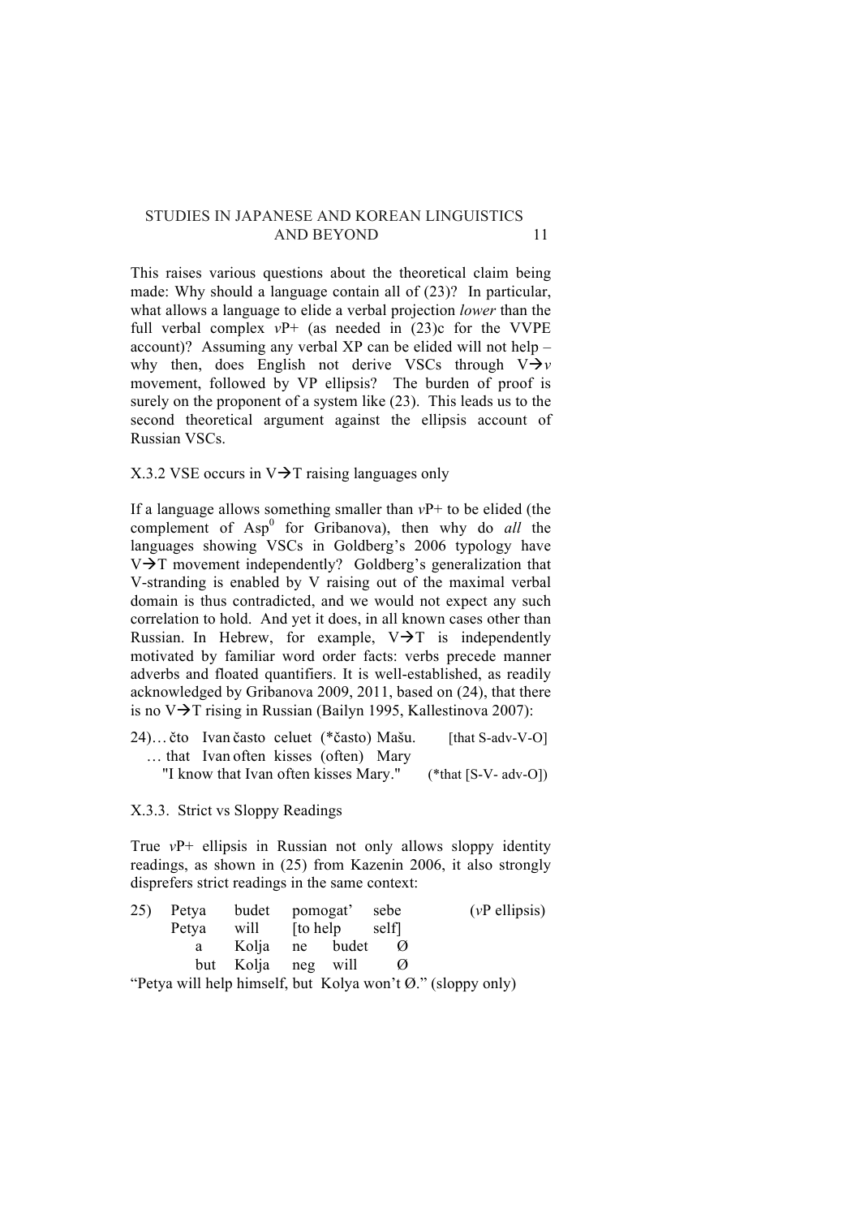This raises various questions about the theoretical claim being made: Why should a language contain all of (23)? In particular, what allows a language to elide a verbal projection *lower* than the full verbal complex *v*P+ (as needed in (23)c for the VVPE account)? Assuming any verbal XP can be elided will not help – why then, does English not derive VSCs through V→*v* movement, followed by VP ellipsis? The burden of proof is surely on the proponent of a system like (23). This leads us to the second theoretical argument against the ellipsis account of Russian VSCs.

### X.3.2 VSE occurs in V→T raising languages only

If a language allows something smaller than *v*P+ to be elided (the complement of $Asp^0$ for Gribanova), then why do *all* the languages showing VSCs in Goldberg's 2006 typology have V→T movement independently? Goldberg's generalization that V-stranding is enabled by V raising out of the maximal verbal domain is thus contradicted, and we would not expect any such correlation to hold. And yet it does, in all known cases other than Russian. In Hebrew, for example, V→T is independently motivated by familiar word order facts: verbs precede manner adverbs and floated quantifiers. It is well-established, as readily acknowledged by Gribanova 2009, 2011, based on (24), that there is no V→T rising in Russian (Bailyn 1995, Kallestinova 2007):

24)… čto Ivan často celuet (*často) Mašu. [that S-adv-V-O]
… that Ivan often kisses (often) Mary
"I know that Ivan often kisses Mary." (*that [S-V- adv-O])

### X.3.3. Strict vs Sloppy Readings

True *v*P+ ellipsis in Russian not only allows sloppy identity readings, as shown in (25) from Kazenin 2006, it also strongly disprefers strict readings in the same context:

25) Petya budet pomogat' sebe (*v*P ellipsis)
Petya will [to help self]
a Kolja ne budet Ø
but Kolja neg will Ø
"Petya will help himself, but Kolya won't Ø." (sloppy only)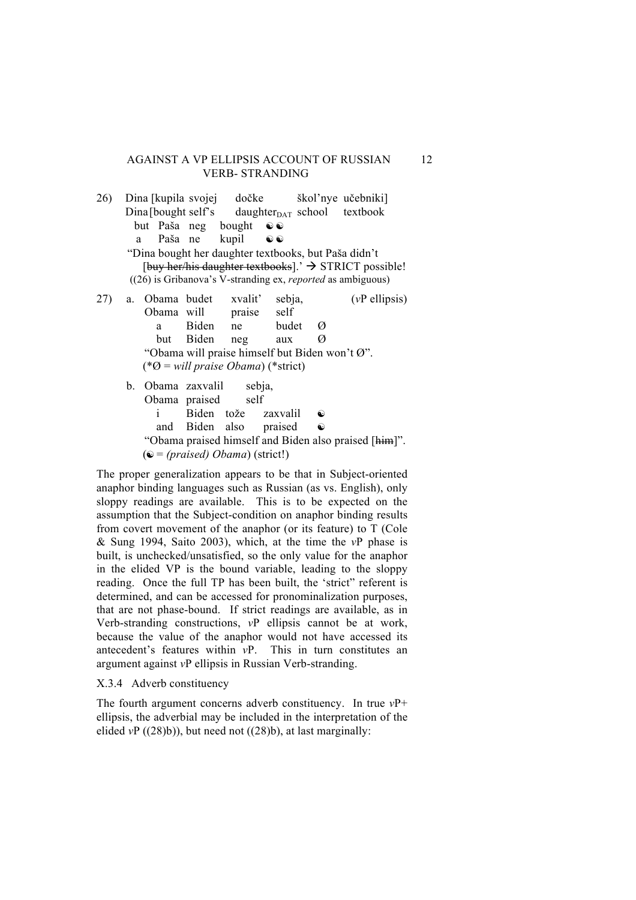26) Dina [kupila svojej dočke škol'nye učebniki]
    Dina [bought self's daughter$_{DAT}$ school textbook
    but Paša neg bought ☯☯
    a Paša ne kupil ☯☯
    "Dina bought her daughter textbooks, but Paša didn't [~~buy her/his daughter textbooks~~].' → STRICT possible!
    ((26) is Gribanova's V-stranding ex, *reported* as ambiguous)

27) a. Obama budet xvalit' sebja, (*v*P ellipsis)
       Obama will praise self
       a Biden ne budet Ø
       but Biden neg aux Ø
       "Obama will praise himself but Biden won't Ø".
       (*Ø = *will praise Obama*) (*strict)

    b. Obama zaxvalil sebja,
       Obama praised self
       i Biden tože zaxvalil ☯
       and Biden also praised ☯
       "Obama praised himself and Biden also praised [~~him~~]".
       (☯ = *(praised) Obama*) (strict!)

The proper generalization appears to be that in Subject-oriented anaphor binding languages such as Russian (as vs. English), only sloppy readings are available. This is to be expected on the assumption that the Subject-condition on anaphor binding results from covert movement of the anaphor (or its feature) to T (Cole & Sung 1994, Saito 2003), which, at the time the *v*P phase is built, is unchecked/unsatisfied, so the only value for the anaphor in the elided VP is the bound variable, leading to the sloppy reading. Once the full TP has been built, the 'strict" referent is determined, and can be accessed for pronominalization purposes, that are not phase-bound. If strict readings are available, as in Verb-stranding constructions, *v*P ellipsis cannot be at work, because the value of the anaphor would not have accessed its antecedent's features within *v*P. This in turn constitutes an argument against *v*P ellipsis in Russian Verb-stranding.

X.3.4 Adverb constituency

The fourth argument concerns adverb constituency. In true *v*P+ ellipsis, the adverbial may be included in the interpretation of the elided *v*P ((28)b)), but need not ((28)b), at last marginally: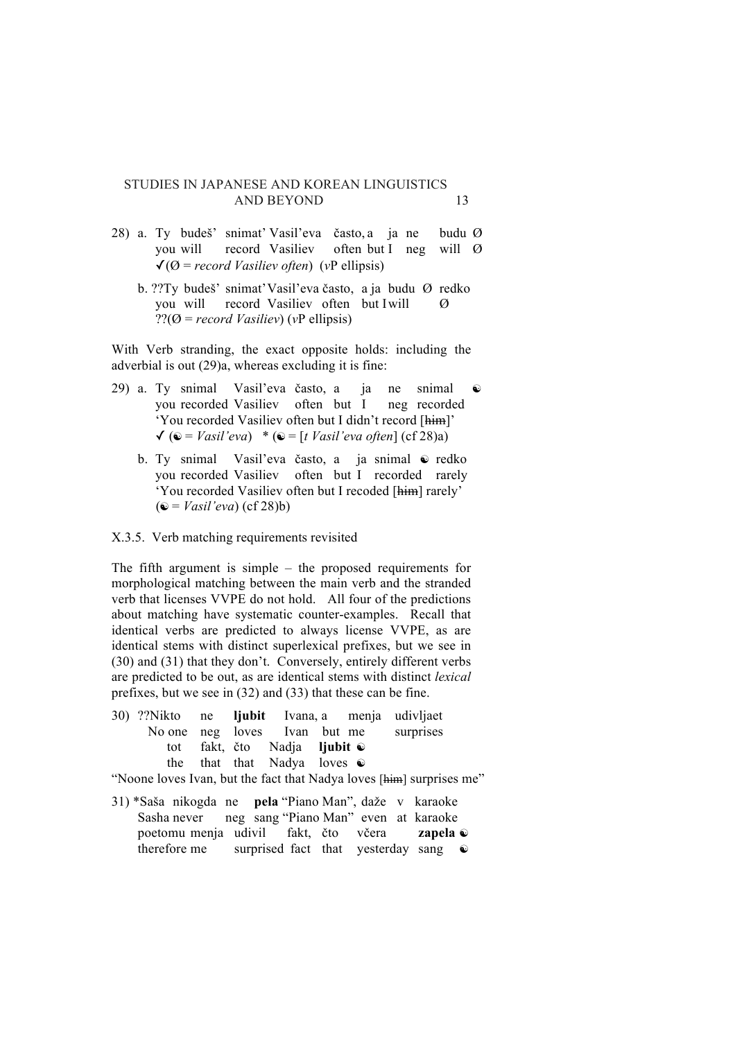28) a. Ty budeš' snimat' Vasil'eva často, a ja ne budu Ø
   you will record Vasiliev often but I neg will Ø
   ✓(Ø = *record Vasiliev often*) (*v*P ellipsis)

   b. ??Ty budeš' snimat' Vasil'eva často, a ja budu Ø redko
   you will record Vasiliev often but I will Ø
   ??(Ø = *record Vasiliev*) (*v*P ellipsis)

With Verb stranding, the exact opposite holds: including the adverbial is out (29)a, whereas excluding it is fine:

29) a. Ty snimal Vasil'eva často, a ja ne snimal ☯
   you recorded Vasiliev often but I neg recorded
   'You recorded Vasiliev often but I didn't record [~~him~~]'
   ✓ (☯ = *Vasil'eva*) * (☯ = [*t Vasil'eva often*] (cf 28)a)

   b. Ty snimal Vasil'eva často, a ja snimal ☯ redko
   you recorded Vasiliev often but I recorded rarely
   'You recorded Vasiliev often but I recoded [~~him~~] rarely'
   (☯ = *Vasil'eva*) (cf 28)b)

X.3.5. Verb matching requirements revisited

The fifth argument is simple – the proposed requirements for morphological matching between the main verb and the stranded verb that licenses VVPE do not hold. All four of the predictions about matching have systematic counter-examples. Recall that identical verbs are predicted to always license VVPE, as are identical stems with distinct superlexical prefixes, but we see in (30) and (31) that they don't. Conversely, entirely different verbs are predicted to be out, as are identical stems with distinct *lexical* prefixes, but we see in (32) and (33) that these can be fine.

30) ??Nikto ne **ljubit** Ivana, a menja udivljaet
   No one neg loves Ivan but me surprises
   tot fakt, čto Nadja **ljubit** ☯
   the that that Nadya loves ☯
"Noone loves Ivan, but the fact that Nadya loves [~~him~~] surprises me"

31) *Saša nikogda ne **pela** "Piano Man", daže v karaoke
   Sasha never neg sang "Piano Man" even at karaoke
   poetomu menja udivil fakt, čto včera **zapela** ☯
   therefore me surprised fact that yesterday sang ☯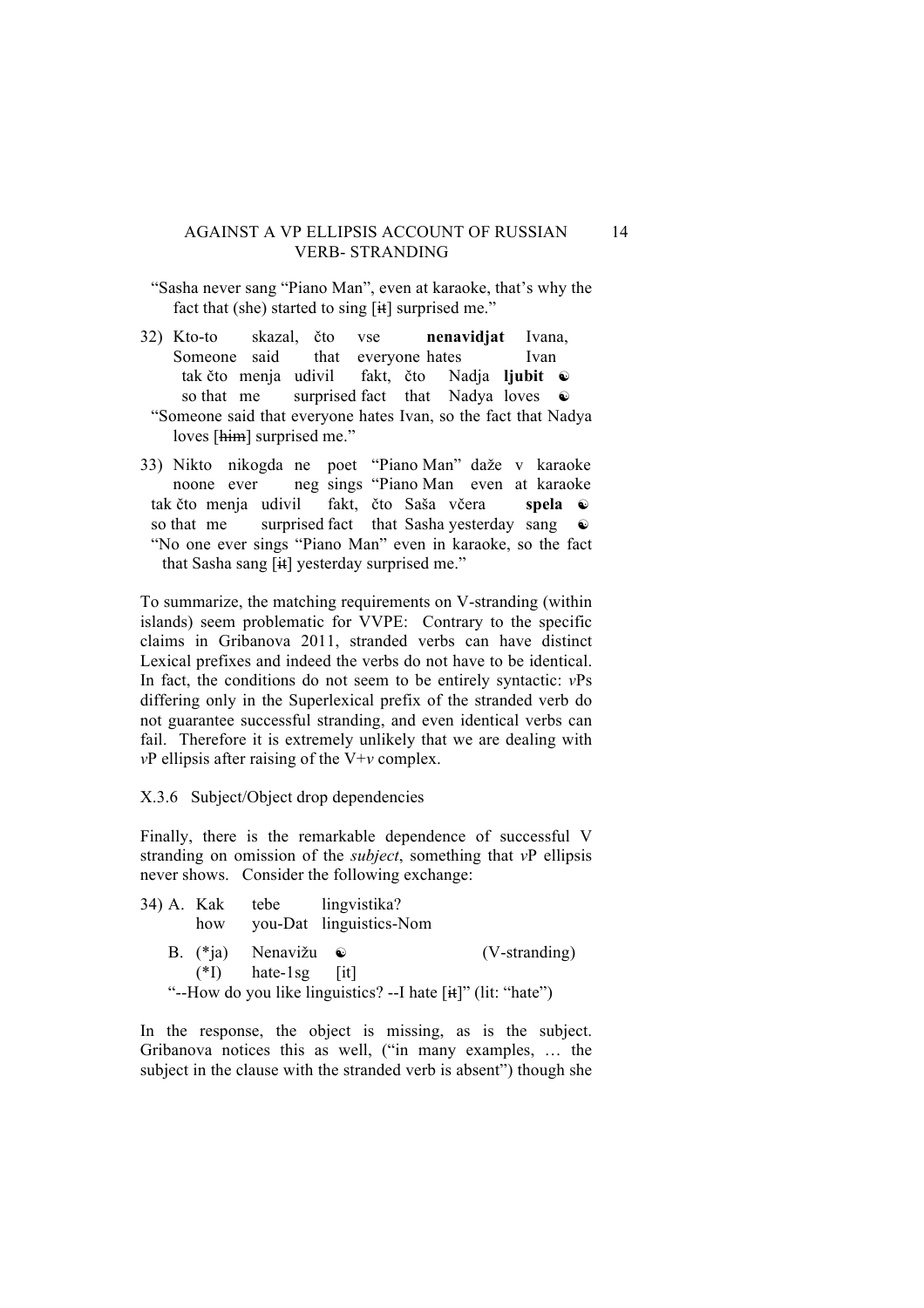"Sasha never sang "Piano Man", even at karaoke, that's why the fact that (she) started to sing [~~it~~] surprised me."

32) Kto-to skazal, čto vse **nenavidjat** Ivana,
    Someone said that everyone hates Ivan
    tak čto menja udivil fakt, čto Nadja **ljubit** ☯
    so that me surprised fact that Nadya loves ☯
    "Someone said that everyone hates Ivan, so the fact that Nadya loves [~~him~~] surprised me."

33) Nikto nikogda ne poet "Piano Man" daže v karaoke
    noone ever neg sings "Piano Man even at karaoke
    tak čto menja udivil fakt, čto Saša včera **spela** ☯
    so that me surprised fact that Sasha yesterday sang ☯
    "No one ever sings "Piano Man" even in karaoke, so the fact that Sasha sang [~~it~~] yesterday surprised me."

To summarize, the matching requirements on V-stranding (within islands) seem problematic for VVPE: Contrary to the specific claims in Gribanova 2011, stranded verbs can have distinct Lexical prefixes and indeed the verbs do not have to be identical. In fact, the conditions do not seem to be entirely syntactic: *v*Ps differing only in the Superlexical prefix of the stranded verb do not guarantee successful stranding, and even identical verbs can fail. Therefore it is extremely unlikely that we are dealing with *v*P ellipsis after raising of the V+*v* complex.

### X.3.6 Subject/Object drop dependencies

Finally, there is the remarkable dependence of successful V stranding on omission of the *subject*, something that *v*P ellipsis never shows. Consider the following exchange:

34) A. Kak tebe lingvistika?
       how you-Dat linguistics-Nom
    B. (*ja) Nenavižu ☯ (V-stranding)
       (*I) hate-1sg [it]
    "--How do you like linguistics? --I hate [~~it~~]" (lit: "hate")

In the response, the object is missing, as is the subject. Gribanova notices this as well, ("in many examples, … the subject in the clause with the stranded verb is absent") though she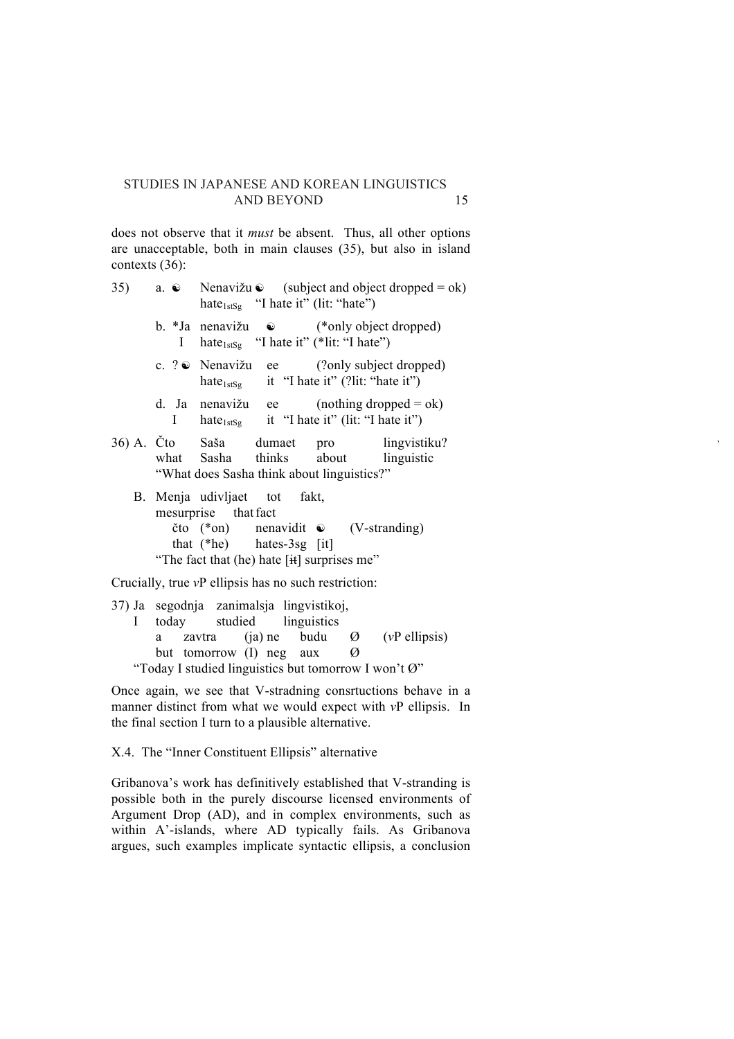does not observe that it *must* be absent. Thus, all other options are unacceptable, both in main clauses (35), but also in island contexts (36):

35) a. ☯ Nenavižu ☯ (subject and object dropped = ok)
hate$_{1stSg}$ "I hate it" (lit: "hate")

b. *Ja nenavižu ☯ (*only object dropped)
I hate$_{1stSg}$ "I hate it" (*lit: "I hate")

c. ? ☯ Nenavižu ee (?only subject dropped)
hate$_{1stSg}$ it "I hate it" (?lit: "hate it")

d. Ja nenavižu ee (nothing dropped = ok)
I hate$_{1stSg}$ it "I hate it" (lit: "I hate it")

36) A. Čto Saša dumaet pro lingvistiku?
what Sasha thinks about linguistic
"What does Sasha think about linguistics?"

B. Menja udivljaet tot fakt,
me surprise that fact
čto (*on) nenavidit ☯ (V-stranding)
that (*he) hates-3sg [it]
"The fact that (he) hate [~~it~~] surprises me"

Crucially, true *v*P ellipsis has no such restriction:

37) Ja segodnja zanimalsja lingvistikoj,
I today studied linguistics
a zavtra (ja) ne budu Ø (*v*P ellipsis)
but tomorrow (I) neg aux Ø
"Today I studied linguistics but tomorrow I won't Ø"

Once again, we see that V-stradning consrtuctions behave in a manner distinct from what we would expect with *v*P ellipsis. In the final section I turn to a plausible alternative.

X.4. The "Inner Constituent Ellipsis" alternative

Gribanova's work has definitively established that V-stranding is possible both in the purely discourse licensed environments of Argument Drop (AD), and in complex environments, such as within A'-islands, where AD typically fails. As Gribanova argues, such examples implicate syntactic ellipsis, a conclusion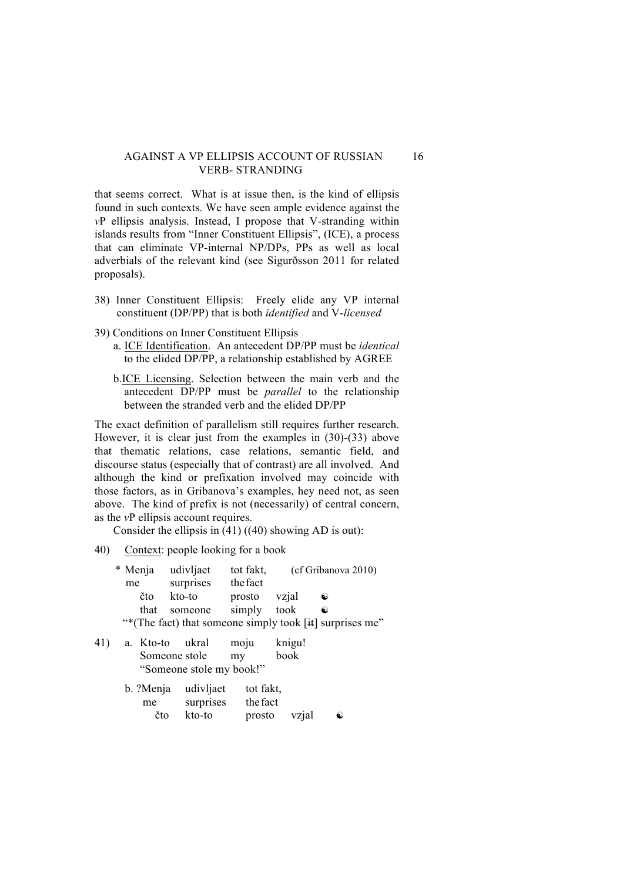that seems correct. What is at issue then, is the kind of ellipsis found in such contexts. We have seen ample evidence against the *v*P ellipsis analysis. Instead, I propose that V-stranding within islands results from "Inner Constituent Ellipsis", (ICE), a process that can eliminate VP-internal NP/DPs, PPs as well as local adverbials of the relevant kind (see Sigurðsson 2011 for related proposals).

38) Inner Constituent Ellipsis: Freely elide any VP internal constituent (DP/PP) that is both *identified* and V-*licensed*

39) Conditions on Inner Constituent Ellipsis
   a. ICE Identification. An antecedent DP/PP must be *identical* to the elided DP/PP, a relationship established by AGREE

   b. ICE Licensing. Selection between the main verb and the antecedent DP/PP must be *parallel* to the relationship between the stranded verb and the elided DP/PP

The exact definition of parallelism still requires further research. However, it is clear just from the examples in (30)-(33) above that thematic relations, case relations, semantic field, and discourse status (especially that of contrast) are all involved. And although the kind or prefixation involved may coincide with those factors, as in Gribanova's examples, hey need not, as seen above. The kind of prefix is not (necessarily) of central concern, as the *v*P ellipsis account requires.

Consider the ellipsis in (41) ((40) showing AD is out):

40) Context: people looking for a book

   \* Menja udivljaet tot fakt, (cf Gribanova 2010)
   me surprises the fact
   čto kto-to prosto vzjal ☯
   that someone simply took ☯
   "\*(The fact) that someone simply took [~~it~~] surprises me"

41) a. Kto-to ukral moju knigu!
   Someone stole my book
   "Someone stole my book!"

   b. ?Menja udivljaet tot fakt,
   me surprises the fact
   čto kto-to prosto vzjal ☯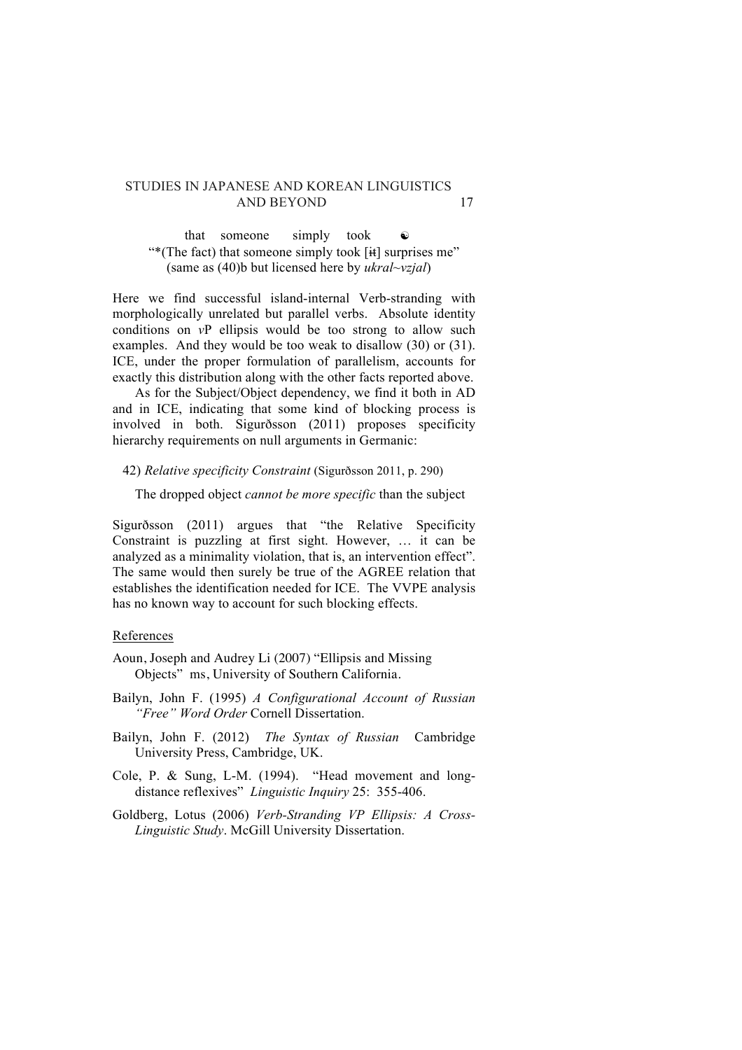that someone simply took ☯

"*(The fact) that someone simply took [~~it~~] surprises me"

(same as (40)b but licensed here by *ukral~vzjal*)

Here we find successful island-internal Verb-stranding with morphologically unrelated but parallel verbs. Absolute identity conditions on *v*P ellipsis would be too strong to allow such examples. And they would be too weak to disallow (30) or (31). ICE, under the proper formulation of parallelism, accounts for exactly this distribution along with the other facts reported above.

As for the Subject/Object dependency, we find it both in AD and in ICE, indicating that some kind of blocking process is involved in both. Sigurðsson (2011) proposes specificity hierarchy requirements on null arguments in Germanic:

42) *Relative specificity Constraint* (Sigurðsson 2011, p. 290)

The dropped object *cannot be more specific* than the subject

Sigurðsson (2011) argues that "the Relative Specificity Constraint is puzzling at first sight. However, … it can be analyzed as a minimality violation, that is, an intervention effect". The same would then surely be true of the AGREE relation that establishes the identification needed for ICE. The VVPE analysis has no known way to account for such blocking effects.

## References

Aoun, Joseph and Audrey Li (2007) "Ellipsis and Missing Objects" ms, University of Southern California.

Bailyn, John F. (1995) *A Configurational Account of Russian "Free" Word Order* Cornell Dissertation.

Bailyn, John F. (2012) *The Syntax of Russian* Cambridge University Press, Cambridge, UK.

Cole, P. & Sung, L-M. (1994). "Head movement and long-distance reflexives" *Linguistic Inquiry* 25: 355-406.

Goldberg, Lotus (2006) *Verb-Stranding VP Ellipsis: A Cross-Linguistic Study*. McGill University Dissertation.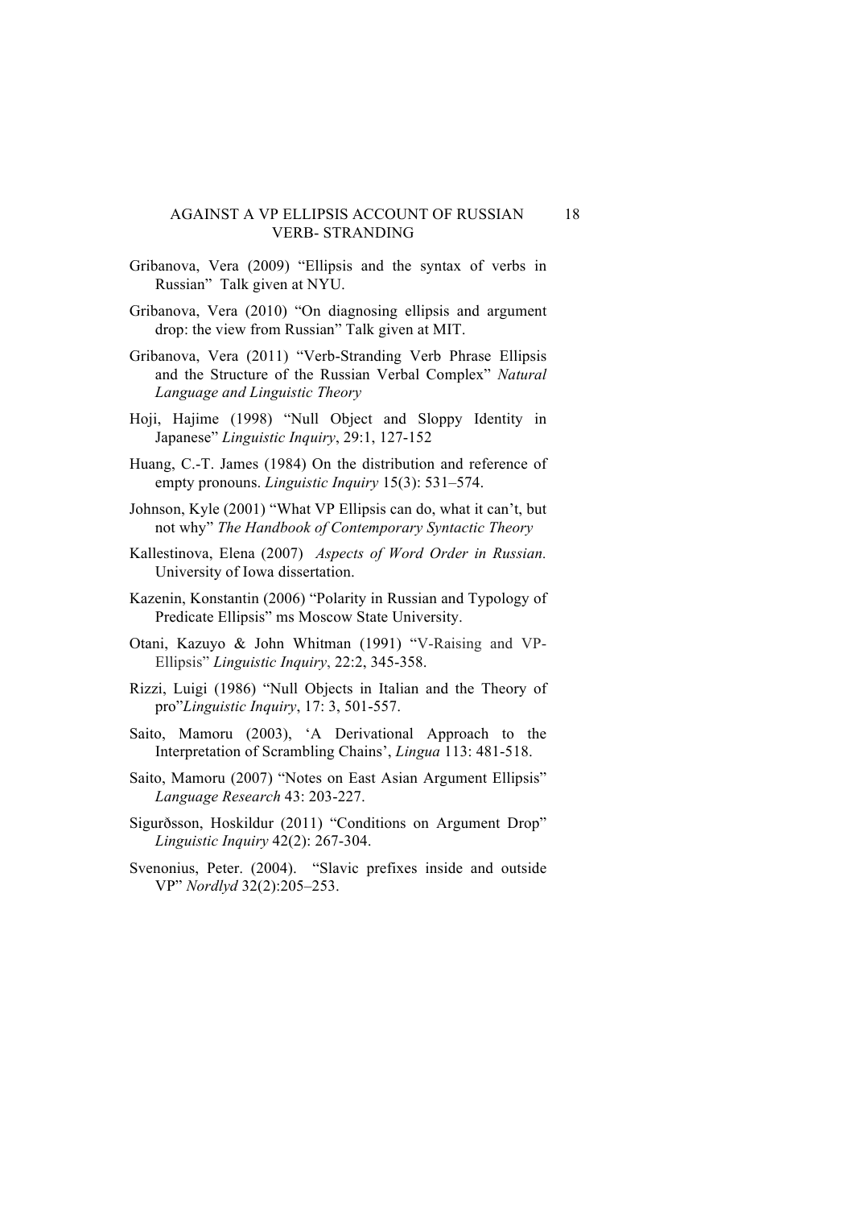Gribanova, Vera (2009) "Ellipsis and the syntax of verbs in Russian" Talk given at NYU.

Gribanova, Vera (2010) "On diagnosing ellipsis and argument drop: the view from Russian" Talk given at MIT.

Gribanova, Vera (2011) "Verb-Stranding Verb Phrase Ellipsis and the Structure of the Russian Verbal Complex" *Natural Language and Linguistic Theory*

Hoji, Hajime (1998) "Null Object and Sloppy Identity in Japanese" *Linguistic Inquiry*, 29:1, 127-152

Huang, C.-T. James (1984) On the distribution and reference of empty pronouns. *Linguistic Inquiry* 15(3): 531–574.

Johnson, Kyle (2001) "What VP Ellipsis can do, what it can't, but not why" *The Handbook of Contemporary Syntactic Theory*

Kallestinova, Elena (2007) *Aspects of Word Order in Russian.* University of Iowa dissertation.

Kazenin, Konstantin (2006) "Polarity in Russian and Typology of Predicate Ellipsis" ms Moscow State University.

Otani, Kazuyo & John Whitman (1991) "V-Raising and VP-Ellipsis" *Linguistic Inquiry*, 22:2, 345-358.

Rizzi, Luigi (1986) "Null Objects in Italian and the Theory of pro"*Linguistic Inquiry*, 17: 3, 501-557.

Saito, Mamoru (2003), 'A Derivational Approach to the Interpretation of Scrambling Chains', *Lingua* 113: 481-518.

Saito, Mamoru (2007) "Notes on East Asian Argument Ellipsis" *Language Research* 43: 203-227.

Sigurðsson, Hoskildur (2011) "Conditions on Argument Drop" *Linguistic Inquiry* 42(2): 267-304.

Svenonius, Peter. (2004). "Slavic prefixes inside and outside VP" *Nordlyd* 32(2):205–253.